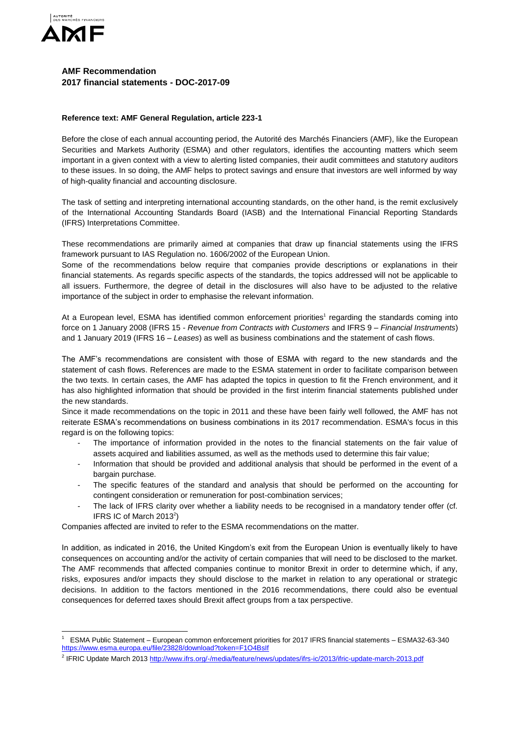**AMF Recommendation**
**2017 financial statements - DOC-2017-09**

**Reference text: AMF General Regulation, article 223-1**

Before the close of each annual accounting period, the Autorité des Marchés Financiers (AMF), like the European Securities and Markets Authority (ESMA) and other regulators, identifies the accounting matters which seem important in a given context with a view to alerting listed companies, their audit committees and statutory auditors to these issues. In so doing, the AMF helps to protect savings and ensure that investors are well informed by way of high-quality financial and accounting disclosure.

The task of setting and interpreting international accounting standards, on the other hand, is the remit exclusively of the International Accounting Standards Board (IASB) and the International Financial Reporting Standards (IFRS) Interpretations Committee.

These recommendations are primarily aimed at companies that draw up financial statements using the IFRS framework pursuant to IAS Regulation no. 1606/2002 of the European Union.
Some of the recommendations below require that companies provide descriptions or explanations in their financial statements. As regards specific aspects of the standards, the topics addressed will not be applicable to all issuers. Furthermore, the degree of detail in the disclosures will also have to be adjusted to the relative importance of the subject in order to emphasise the relevant information.

At a European level, ESMA has identified common enforcement priorities[1] regarding the standards coming into force on 1 January 2008 (IFRS 15 - *Revenue from Contracts with Customers* and IFRS 9 – *Financial Instruments*) and 1 January 2019 (IFRS 16 – *Leases*) as well as business combinations and the statement of cash flows.

The AMF's recommendations are consistent with those of ESMA with regard to the new standards and the statement of cash flows. References are made to the ESMA statement in order to facilitate comparison between the two texts. In certain cases, the AMF has adapted the topics in question to fit the French environment, and it has also highlighted information that should be provided in the first interim financial statements published under the new standards.
Since it made recommendations on the topic in 2011 and these have been fairly well followed, the AMF has not reiterate ESMA's recommendations on business combinations in its 2017 recommendation. ESMA's focus in this regard is on the following topics:

- The importance of information provided in the notes to the financial statements on the fair value of assets acquired and liabilities assumed, as well as the methods used to determine this fair value;
- Information that should be provided and additional analysis that should be performed in the event of a bargain purchase.
- The specific features of the standard and analysis that should be performed on the accounting for contingent consideration or remuneration for post-combination services;
- The lack of IFRS clarity over whether a liability needs to be recognised in a mandatory tender offer (cf. IFRS IC of March 2013[2])

Companies affected are invited to refer to the ESMA recommendations on the matter.

In addition, as indicated in 2016, the United Kingdom's exit from the European Union is eventually likely to have consequences on accounting and/or the activity of certain companies that will need to be disclosed to the market. The AMF recommends that affected companies continue to monitor Brexit in order to determine which, if any, risks, exposures and/or impacts they should disclose to the market in relation to any operational or strategic decisions. In addition to the factors mentioned in the 2016 recommendations, there could also be eventual consequences for deferred taxes should Brexit affect groups from a tax perspective.

---

[1] ESMA Public Statement – European common enforcement priorities for 2017 IFRS financial statements – ESMA32-63-340 https://www.esma.europa.eu/file/23828/download?token=F1O4BsIf

[2] IFRIC Update March 2013 http://www.ifrs.org/-/media/feature/news/updates/ifrs-ic/2013/ifric-update-march-2013.pdf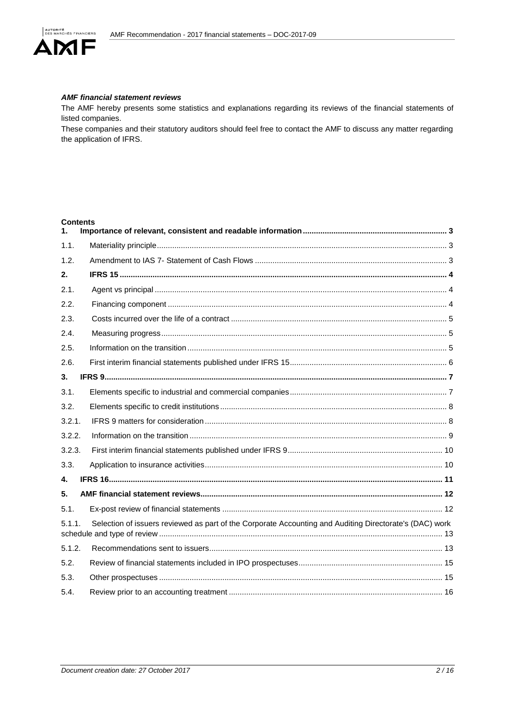***AMF financial statement reviews***

The AMF hereby presents some statistics and explanations regarding its reviews of the financial statements of listed companies.

These companies and their statutory auditors should feel free to contact the AMF to discuss any matter regarding the application of IFRS.

**Contents**

**1. Importance of relevant, consistent and readable information ... 3**

1.1. Materiality principle ... 3

1.2. Amendment to IAS 7- Statement of Cash Flows ... 3

**2. IFRS 15 ... 4**

2.1. Agent vs principal ... 4

2.2. Financing component ... 4

2.3. Costs incurred over the life of a contract ... 5

2.4. Measuring progress ... 5

2.5. Information on the transition ... 5

2.6. First interim financial statements published under IFRS 15 ... 6

**3. IFRS 9 ... 7**

3.1. Elements specific to industrial and commercial companies ... 7

3.2. Elements specific to credit institutions ... 8

3.2.1. IFRS 9 matters for consideration ... 8

3.2.2. Information on the transition ... 9

3.2.3. First interim financial statements published under IFRS 9 ... 10

3.3. Application to insurance activities ... 10

**4. IFRS 16 ... 11**

**5. AMF financial statement reviews ... 12**

5.1. Ex-post review of financial statements ... 12

5.1.1. Selection of issuers reviewed as part of the Corporate Accounting and Auditing Directorate's (DAC) work schedule and type of review ... 13

5.1.2. Recommendations sent to issuers ... 13

5.2. Review of financial statements included in IPO prospectuses ... 15

5.3. Other prospectuses ... 15

5.4. Review prior to an accounting treatment ... 16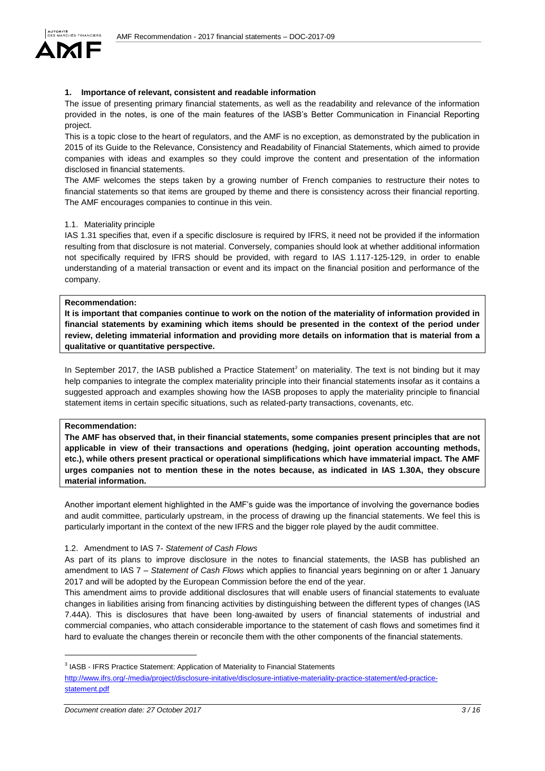## 1. Importance of relevant, consistent and readable information

The issue of presenting primary financial statements, as well as the readability and relevance of the information provided in the notes, is one of the main features of the IASB's Better Communication in Financial Reporting project.

This is a topic close to the heart of regulators, and the AMF is no exception, as demonstrated by the publication in 2015 of its Guide to the Relevance, Consistency and Readability of Financial Statements, which aimed to provide companies with ideas and examples so they could improve the content and presentation of the information disclosed in financial statements.

The AMF welcomes the steps taken by a growing number of French companies to restructure their notes to financial statements so that items are grouped by theme and there is consistency across their financial reporting. The AMF encourages companies to continue in this vein.

### 1.1. Materiality principle

IAS 1.31 specifies that, even if a specific disclosure is required by IFRS, it need not be provided if the information resulting from that disclosure is not material. Conversely, companies should look at whether additional information not specifically required by IFRS should be provided, with regard to IAS 1.117-125-129, in order to enable understanding of a material transaction or event and its impact on the financial position and performance of the company.

**Recommendation:**

**It is important that companies continue to work on the notion of the materiality of information provided in financial statements by examining which items should be presented in the context of the period under review, deleting immaterial information and providing more details on information that is material from a qualitative or quantitative perspective.**

In September 2017, the IASB published a Practice Statement[3] on materiality. The text is not binding but it may help companies to integrate the complex materiality principle into their financial statements insofar as it contains a suggested approach and examples showing how the IASB proposes to apply the materiality principle to financial statement items in certain specific situations, such as related-party transactions, covenants, etc.

**Recommendation:**

**The AMF has observed that, in their financial statements, some companies present principles that are not applicable in view of their transactions and operations (hedging, joint operation accounting methods, etc.), while others present practical or operational simplifications which have immaterial impact. The AMF urges companies not to mention these in the notes because, as indicated in IAS 1.30A, they obscure material information.**

Another important element highlighted in the AMF's guide was the importance of involving the governance bodies and audit committee, particularly upstream, in the process of drawing up the financial statements. We feel this is particularly important in the context of the new IFRS and the bigger role played by the audit committee.

### 1.2. Amendment to IAS 7- *Statement of Cash Flows*

As part of its plans to improve disclosure in the notes to financial statements, the IASB has published an amendment to IAS 7 – *Statement of Cash Flows* which applies to financial years beginning on or after 1 January 2017 and will be adopted by the European Commission before the end of the year.

This amendment aims to provide additional disclosures that will enable users of financial statements to evaluate changes in liabilities arising from financing activities by distinguishing between the different types of changes (IAS 7.44A). This is disclosures that have been long-awaited by users of financial statements of industrial and commercial companies, who attach considerable importance to the statement of cash flows and sometimes find it hard to evaluate the changes therein or reconcile them with the other components of the financial statements.

---

[3] IASB - IFRS Practice Statement: Application of Materiality to Financial Statements
http://www.ifrs.org/-/media/project/disclosure-initative/disclosure-intiative-materiality-practice-statement/ed-practice-statement.pdf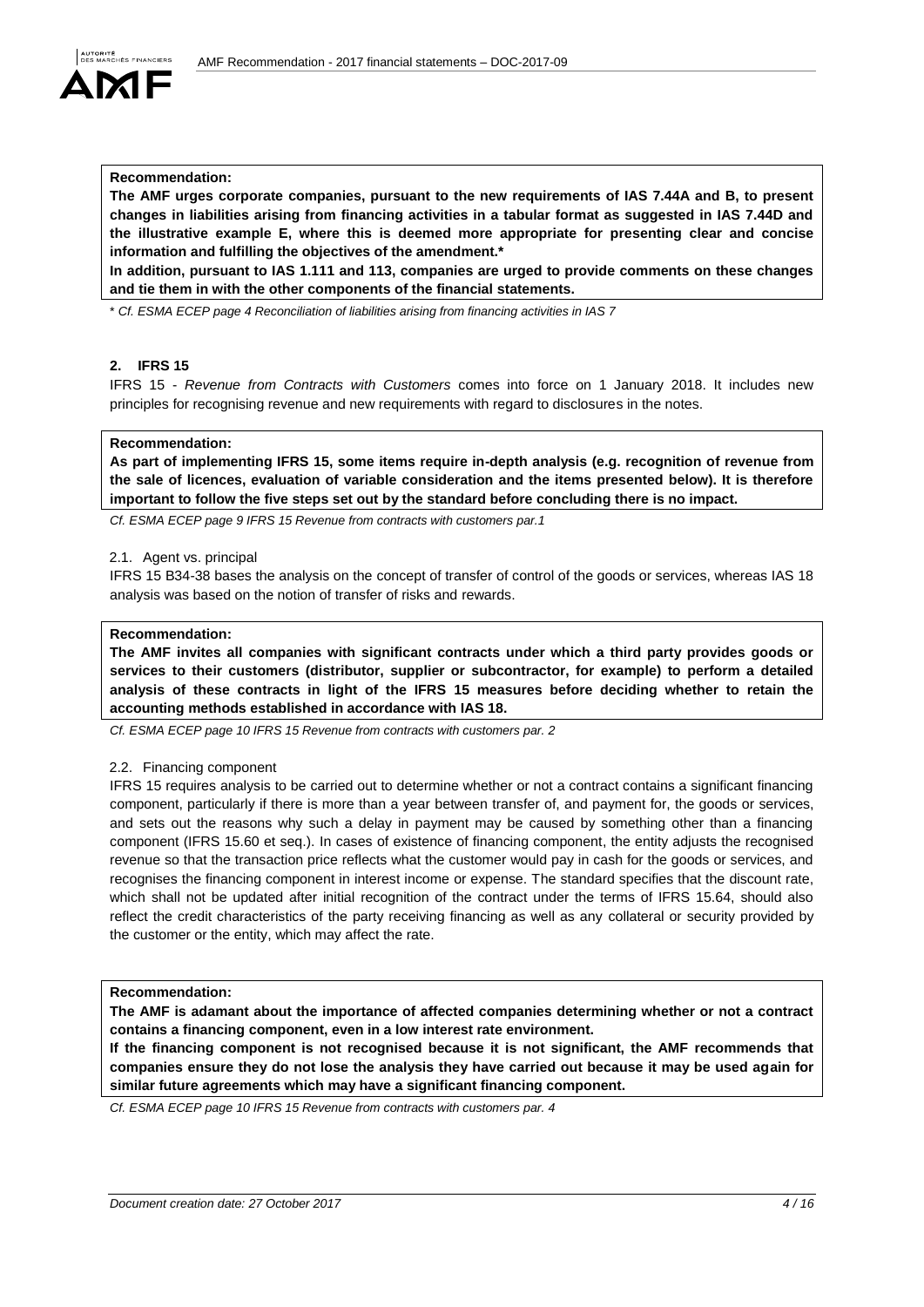**Recommendation:**

**The AMF urges corporate companies, pursuant to the new requirements of IAS 7.44A and B, to present changes in liabilities arising from financing activities in a tabular format as suggested in IAS 7.44D and the illustrative example E, where this is deemed more appropriate for presenting clear and concise information and fulfilling the objectives of the amendment.***

**In addition, pursuant to IAS 1.111 and 113, companies are urged to provide comments on these changes and tie them in with the other components of the financial statements.**

*\* Cf. ESMA ECEP page 4 Reconciliation of liabilities arising from financing activities in IAS 7*

## 2. IFRS 15

IFRS 15 - *Revenue from Contracts with Customers* comes into force on 1 January 2018. It includes new principles for recognising revenue and new requirements with regard to disclosures in the notes.

**Recommendation:**

**As part of implementing IFRS 15, some items require in-depth analysis (e.g. recognition of revenue from the sale of licences, evaluation of variable consideration and the items presented below). It is therefore important to follow the five steps set out by the standard before concluding there is no impact.**

*Cf. ESMA ECEP page 9 IFRS 15 Revenue from contracts with customers par.1*

### 2.1. Agent vs. principal

IFRS 15 B34-38 bases the analysis on the concept of transfer of control of the goods or services, whereas IAS 18 analysis was based on the notion of transfer of risks and rewards.

**Recommendation:**

**The AMF invites all companies with significant contracts under which a third party provides goods or services to their customers (distributor, supplier or subcontractor, for example) to perform a detailed analysis of these contracts in light of the IFRS 15 measures before deciding whether to retain the accounting methods established in accordance with IAS 18.**

*Cf. ESMA ECEP page 10 IFRS 15 Revenue from contracts with customers par. 2*

### 2.2. Financing component

IFRS 15 requires analysis to be carried out to determine whether or not a contract contains a significant financing component, particularly if there is more than a year between transfer of, and payment for, the goods or services, and sets out the reasons why such a delay in payment may be caused by something other than a financing component (IFRS 15.60 et seq.). In cases of existence of financing component, the entity adjusts the recognised revenue so that the transaction price reflects what the customer would pay in cash for the goods or services, and recognises the financing component in interest income or expense. The standard specifies that the discount rate, which shall not be updated after initial recognition of the contract under the terms of IFRS 15.64, should also reflect the credit characteristics of the party receiving financing as well as any collateral or security provided by the customer or the entity, which may affect the rate.

**Recommendation:**

**The AMF is adamant about the importance of affected companies determining whether or not a contract contains a financing component, even in a low interest rate environment.**

**If the financing component is not recognised because it is not significant, the AMF recommends that companies ensure they do not lose the analysis they have carried out because it may be used again for similar future agreements which may have a significant financing component.**

*Cf. ESMA ECEP page 10 IFRS 15 Revenue from contracts with customers par. 4*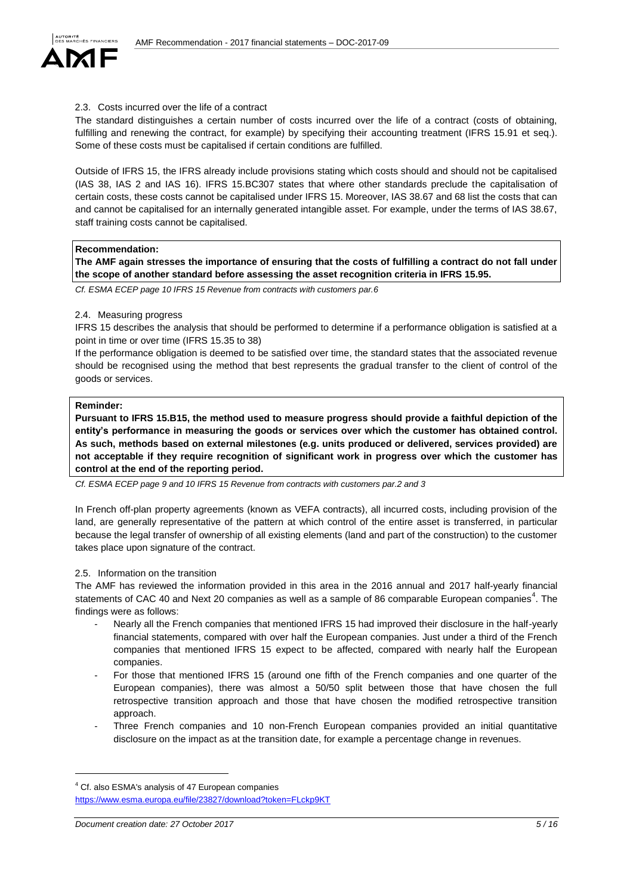### 2.3. Costs incurred over the life of a contract

The standard distinguishes a certain number of costs incurred over the life of a contract (costs of obtaining, fulfilling and renewing the contract, for example) by specifying their accounting treatment (IFRS 15.91 et seq.). Some of these costs must be capitalised if certain conditions are fulfilled.

Outside of IFRS 15, the IFRS already include provisions stating which costs should and should not be capitalised (IAS 38, IAS 2 and IAS 16). IFRS 15.BC307 states that where other standards preclude the capitalisation of certain costs, these costs cannot be capitalised under IFRS 15. Moreover, IAS 38.67 and 68 list the costs that can and cannot be capitalised for an internally generated intangible asset. For example, under the terms of IAS 38.67, staff training costs cannot be capitalised.

**Recommendation:**

**The AMF again stresses the importance of ensuring that the costs of fulfilling a contract do not fall under the scope of another standard before assessing the asset recognition criteria in IFRS 15.95.**

*Cf. ESMA ECEP page 10 IFRS 15 Revenue from contracts with customers par.6*

### 2.4. Measuring progress

IFRS 15 describes the analysis that should be performed to determine if a performance obligation is satisfied at a point in time or over time (IFRS 15.35 to 38)

If the performance obligation is deemed to be satisfied over time, the standard states that the associated revenue should be recognised using the method that best represents the gradual transfer to the client of control of the goods or services.

**Reminder:**

**Pursuant to IFRS 15.B15, the method used to measure progress should provide a faithful depiction of the entity's performance in measuring the goods or services over which the customer has obtained control. As such, methods based on external milestones (e.g. units produced or delivered, services provided) are not acceptable if they require recognition of significant work in progress over which the customer has control at the end of the reporting period.**

*Cf. ESMA ECEP page 9 and 10 IFRS 15 Revenue from contracts with customers par.2 and 3*

In French off-plan property agreements (known as VEFA contracts), all incurred costs, including provision of the land, are generally representative of the pattern at which control of the entire asset is transferred, in particular because the legal transfer of ownership of all existing elements (land and part of the construction) to the customer takes place upon signature of the contract.

### 2.5. Information on the transition

The AMF has reviewed the information provided in this area in the 2016 annual and 2017 half-yearly financial statements of CAC 40 and Next 20 companies as well as a sample of 86 comparable European companies[4]. The findings were as follows:

- Nearly all the French companies that mentioned IFRS 15 had improved their disclosure in the half-yearly financial statements, compared with over half the European companies. Just under a third of the French companies that mentioned IFRS 15 expect to be affected, compared with nearly half the European companies.
- For those that mentioned IFRS 15 (around one fifth of the French companies and one quarter of the European companies), there was almost a 50/50 split between those that have chosen the full retrospective transition approach and those that have chosen the modified retrospective transition approach.
- Three French companies and 10 non-French European companies provided an initial quantitative disclosure on the impact as at the transition date, for example a percentage change in revenues.

[4] Cf. also ESMA's analysis of 47 European companies https://www.esma.europa.eu/file/23827/download?token=FLckp9KT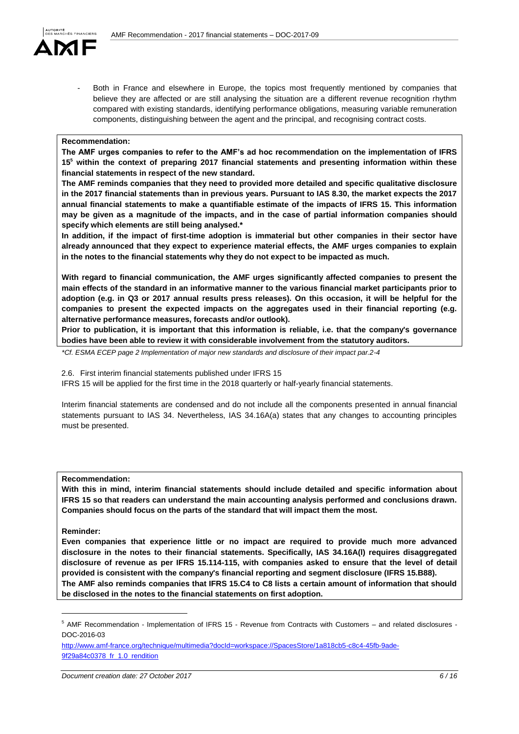- Both in France and elsewhere in Europe, the topics most frequently mentioned by companies that believe they are affected or are still analysing the situation are a different revenue recognition rhythm compared with existing standards, identifying performance obligations, measuring variable remuneration components, distinguishing between the agent and the principal, and recognising contract costs.

**Recommendation:**

**The AMF urges companies to refer to the AMF's ad hoc recommendation on the implementation of IFRS 15[5] within the context of preparing 2017 financial statements and presenting information within these financial statements in respect of the new standard.**

**The AMF reminds companies that they need to provided more detailed and specific qualitative disclosure in the 2017 financial statements than in previous years. Pursuant to IAS 8.30, the market expects the 2017 annual financial statements to make a quantifiable estimate of the impacts of IFRS 15. This information may be given as a magnitude of the impacts, and in the case of partial information companies should specify which elements are still being analysed.***

**In addition, if the impact of first-time adoption is immaterial but other companies in their sector have already announced that they expect to experience material effects, the AMF urges companies to explain in the notes to the financial statements why they do not expect to be impacted as much.**

**With regard to financial communication, the AMF urges significantly affected companies to present the main effects of the standard in an informative manner to the various financial market participants prior to adoption (e.g. in Q3 or 2017 annual results press releases). On this occasion, it will be helpful for the companies to present the expected impacts on the aggregates used in their financial reporting (e.g. alternative performance measures, forecasts and/or outlook).**

**Prior to publication, it is important that this information is reliable, i.e. that the company's governance bodies have been able to review it with considerable involvement from the statutory auditors.**

*\*Cf. ESMA ECEP page 2 Implementation of major new standards and disclosure of their impact par.2-4*

## 2.6. First interim financial statements published under IFRS 15

IFRS 15 will be applied for the first time in the 2018 quarterly or half-yearly financial statements.

Interim financial statements are condensed and do not include all the components presented in annual financial statements pursuant to IAS 34. Nevertheless, IAS 34.16A(a) states that any changes to accounting principles must be presented.

**Recommendation:**

**With this in mind, interim financial statements should include detailed and specific information about IFRS 15 so that readers can understand the main accounting analysis performed and conclusions drawn. Companies should focus on the parts of the standard that will impact them the most.**

**Reminder:**

**Even companies that experience little or no impact are required to provide much more advanced disclosure in the notes to their financial statements. Specifically, IAS 34.16A(l) requires disaggregated disclosure of revenue as per IFRS 15.114-115, with companies asked to ensure that the level of detail provided is consistent with the company's financial reporting and segment disclosure (IFRS 15.B88).**

**The AMF also reminds companies that IFRS 15.C4 to C8 lists a certain amount of information that should be disclosed in the notes to the financial statements on first adoption.**

---

[5] AMF Recommendation - Implementation of IFRS 15 - Revenue from Contracts with Customers – and related disclosures - DOC-2016-03

http://www.amf-france.org/technique/multimedia?docId=workspace://SpacesStore/1a818cb5-c8c4-45fb-9ade-9f29a84c0378_fr_1.0_rendition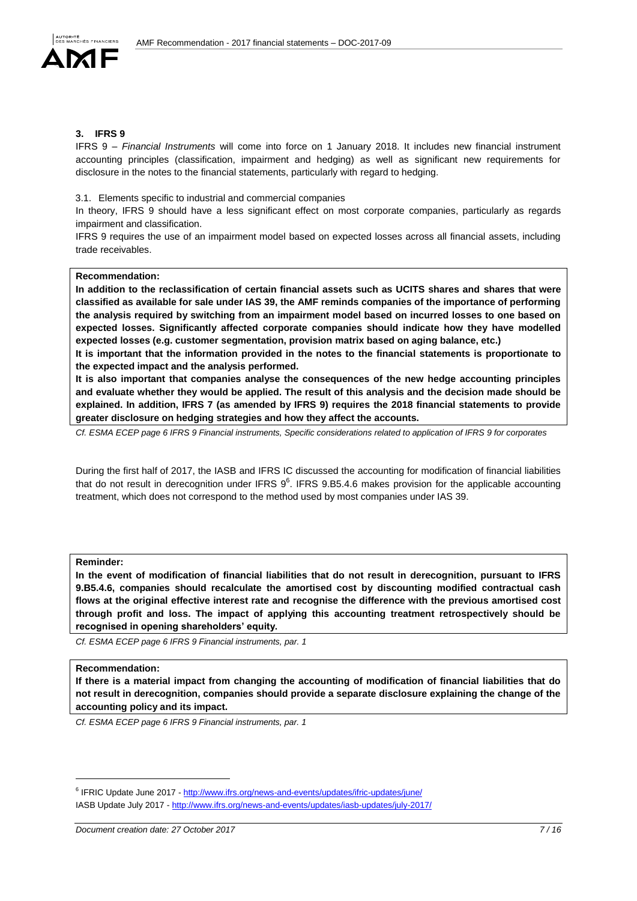## 3. IFRS 9

IFRS 9 – *Financial Instruments* will come into force on 1 January 2018. It includes new financial instrument accounting principles (classification, impairment and hedging) as well as significant new requirements for disclosure in the notes to the financial statements, particularly with regard to hedging.

### 3.1. Elements specific to industrial and commercial companies

In theory, IFRS 9 should have a less significant effect on most corporate companies, particularly as regards impairment and classification.

IFRS 9 requires the use of an impairment model based on expected losses across all financial assets, including trade receivables.

**Recommendation:**

**In addition to the reclassification of certain financial assets such as UCITS shares and shares that were classified as available for sale under IAS 39, the AMF reminds companies of the importance of performing the analysis required by switching from an impairment model based on incurred losses to one based on expected losses. Significantly affected corporate companies should indicate how they have modelled expected losses (e.g. customer segmentation, provision matrix based on aging balance, etc.)**

**It is important that the information provided in the notes to the financial statements is proportionate to the expected impact and the analysis performed.**

**It is also important that companies analyse the consequences of the new hedge accounting principles and evaluate whether they would be applied. The result of this analysis and the decision made should be explained. In addition, IFRS 7 (as amended by IFRS 9) requires the 2018 financial statements to provide greater disclosure on hedging strategies and how they affect the accounts.**

*Cf. ESMA ECEP page 6 IFRS 9 Financial instruments, Specific considerations related to application of IFRS 9 for corporates*

During the first half of 2017, the IASB and IFRS IC discussed the accounting for modification of financial liabilities that do not result in derecognition under IFRS 9[6]. IFRS 9.B5.4.6 makes provision for the applicable accounting treatment, which does not correspond to the method used by most companies under IAS 39.

**Reminder:**

**In the event of modification of financial liabilities that do not result in derecognition, pursuant to IFRS 9.B5.4.6, companies should recalculate the amortised cost by discounting modified contractual cash flows at the original effective interest rate and recognise the difference with the previous amortised cost through profit and loss. The impact of applying this accounting treatment retrospectively should be recognised in opening shareholders' equity.**

*Cf. ESMA ECEP page 6 IFRS 9 Financial instruments, par. 1*

**Recommendation:**

**If there is a material impact from changing the accounting of modification of financial liabilities that do not result in derecognition, companies should provide a separate disclosure explaining the change of the accounting policy and its impact.**

*Cf. ESMA ECEP page 6 IFRS 9 Financial instruments, par. 1*

---

[6] IFRIC Update June 2017 - http://www.ifrs.org/news-and-events/updates/ifric-updates/june/
IASB Update July 2017 - http://www.ifrs.org/news-and-events/updates/iasb-updates/july-2017/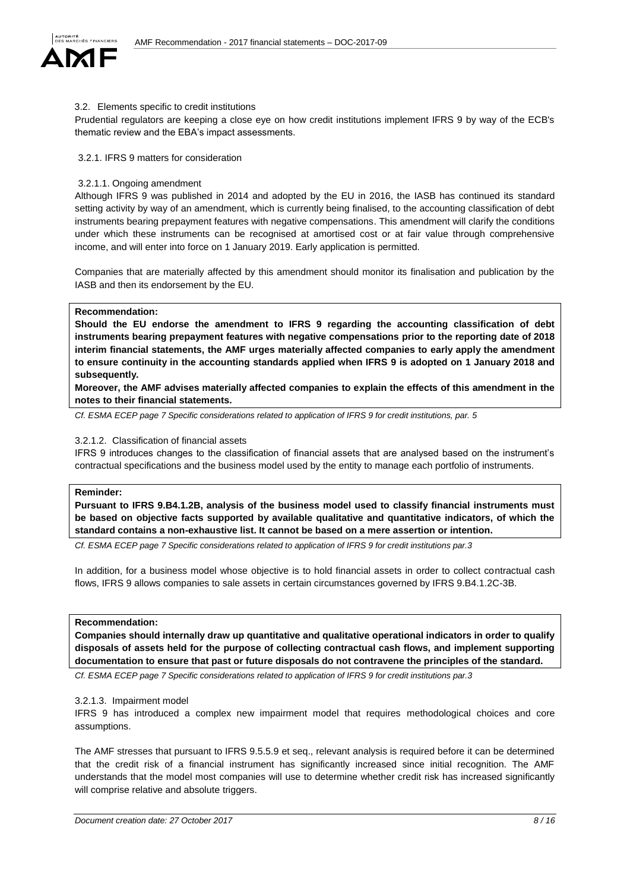## 3.2. Elements specific to credit institutions

Prudential regulators are keeping a close eye on how credit institutions implement IFRS 9 by way of the ECB's thematic review and the EBA's impact assessments.

### 3.2.1. IFRS 9 matters for consideration

#### 3.2.1.1. Ongoing amendment

Although IFRS 9 was published in 2014 and adopted by the EU in 2016, the IASB has continued its standard setting activity by way of an amendment, which is currently being finalised, to the accounting classification of debt instruments bearing prepayment features with negative compensations. This amendment will clarify the conditions under which these instruments can be recognised at amortised cost or at fair value through comprehensive income, and will enter into force on 1 January 2019. Early application is permitted.

Companies that are materially affected by this amendment should monitor its finalisation and publication by the IASB and then its endorsement by the EU.

**Recommendation:**

**Should the EU endorse the amendment to IFRS 9 regarding the accounting classification of debt instruments bearing prepayment features with negative compensations prior to the reporting date of 2018 interim financial statements, the AMF urges materially affected companies to early apply the amendment to ensure continuity in the accounting standards applied when IFRS 9 is adopted on 1 January 2018 and subsequently.**

**Moreover, the AMF advises materially affected companies to explain the effects of this amendment in the notes to their financial statements.**

*Cf. ESMA ECEP page 7 Specific considerations related to application of IFRS 9 for credit institutions, par. 5*

#### 3.2.1.2. Classification of financial assets

IFRS 9 introduces changes to the classification of financial assets that are analysed based on the instrument's contractual specifications and the business model used by the entity to manage each portfolio of instruments.

**Reminder:**

**Pursuant to IFRS 9.B4.1.2B, analysis of the business model used to classify financial instruments must be based on objective facts supported by available qualitative and quantitative indicators, of which the standard contains a non-exhaustive list. It cannot be based on a mere assertion or intention.**

*Cf. ESMA ECEP page 7 Specific considerations related to application of IFRS 9 for credit institutions par.3*

In addition, for a business model whose objective is to hold financial assets in order to collect contractual cash flows, IFRS 9 allows companies to sale assets in certain circumstances governed by IFRS 9.B4.1.2C-3B.

**Recommendation:**

**Companies should internally draw up quantitative and qualitative operational indicators in order to qualify disposals of assets held for the purpose of collecting contractual cash flows, and implement supporting documentation to ensure that past or future disposals do not contravene the principles of the standard.**

*Cf. ESMA ECEP page 7 Specific considerations related to application of IFRS 9 for credit institutions par.3*

#### 3.2.1.3. Impairment model

IFRS 9 has introduced a complex new impairment model that requires methodological choices and core assumptions.

The AMF stresses that pursuant to IFRS 9.5.5.9 et seq., relevant analysis is required before it can be determined that the credit risk of a financial instrument has significantly increased since initial recognition. The AMF understands that the model most companies will use to determine whether credit risk has increased significantly will comprise relative and absolute triggers.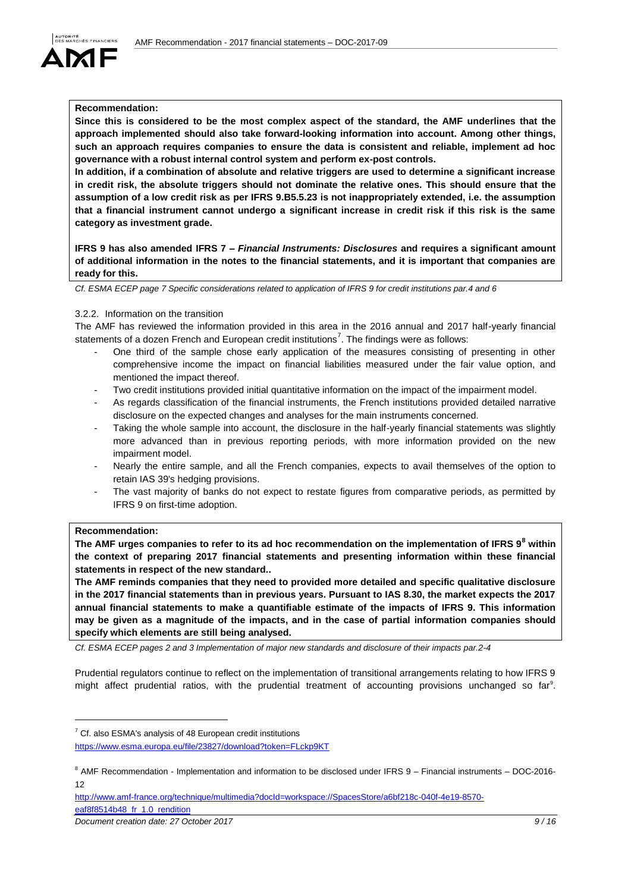**Recommendation:**

**Since this is considered to be the most complex aspect of the standard, the AMF underlines that the approach implemented should also take forward-looking information into account. Among other things, such an approach requires companies to ensure the data is consistent and reliable, implement ad hoc governance with a robust internal control system and perform ex-post controls.**

**In addition, if a combination of absolute and relative triggers are used to determine a significant increase in credit risk, the absolute triggers should not dominate the relative ones. This should ensure that the assumption of a low credit risk as per IFRS 9.B5.5.23 is not inappropriately extended, i.e. the assumption that a financial instrument cannot undergo a significant increase in credit risk if this risk is the same category as investment grade.**

**IFRS 9 has also amended IFRS 7 –** ***Financial Instruments: Disclosures*** **and requires a significant amount of additional information in the notes to the financial statements, and it is important that companies are ready for this.**

*Cf. ESMA ECEP page 7 Specific considerations related to application of IFRS 9 for credit institutions par.4 and 6*

### 3.2.2. Information on the transition

The AMF has reviewed the information provided in this area in the 2016 annual and 2017 half-yearly financial statements of a dozen French and European credit institutions[7]. The findings were as follows:

- One third of the sample chose early application of the measures consisting of presenting in other comprehensive income the impact on financial liabilities measured under the fair value option, and mentioned the impact thereof.
- Two credit institutions provided initial quantitative information on the impact of the impairment model.
- As regards classification of the financial instruments, the French institutions provided detailed narrative disclosure on the expected changes and analyses for the main instruments concerned.
- Taking the whole sample into account, the disclosure in the half-yearly financial statements was slightly more advanced than in previous reporting periods, with more information provided on the new impairment model.
- Nearly the entire sample, and all the French companies, expects to avail themselves of the option to retain IAS 39's hedging provisions.
- The vast majority of banks do not expect to restate figures from comparative periods, as permitted by IFRS 9 on first-time adoption.

**Recommendation:**

**The AMF urges companies to refer to its ad hoc recommendation on the implementation of IFRS 9[8] within the context of preparing 2017 financial statements and presenting information within these financial statements in respect of the new standard..**

**The AMF reminds companies that they need to provided more detailed and specific qualitative disclosure in the 2017 financial statements than in previous years. Pursuant to IAS 8.30, the market expects the 2017 annual financial statements to make a quantifiable estimate of the impacts of IFRS 9. This information may be given as a magnitude of the impacts, and in the case of partial information companies should specify which elements are still being analysed.**

*Cf. ESMA ECEP pages 2 and 3 Implementation of major new standards and disclosure of their impacts par.2-4*

Prudential regulators continue to reflect on the implementation of transitional arrangements relating to how IFRS 9 might affect prudential ratios, with the prudential treatment of accounting provisions unchanged so far[9].

---

[7] Cf. also ESMA's analysis of 48 European credit institutions https://www.esma.europa.eu/file/23827/download?token=FLckp9KT

[8] AMF Recommendation - Implementation and information to be disclosed under IFRS 9 – Financial instruments – DOC-2016-12 http://www.amf-france.org/technique/multimedia?docId=workspace://SpacesStore/a6bf218c-040f-4e19-8570-eaf8f8514b48_fr_1.0_rendition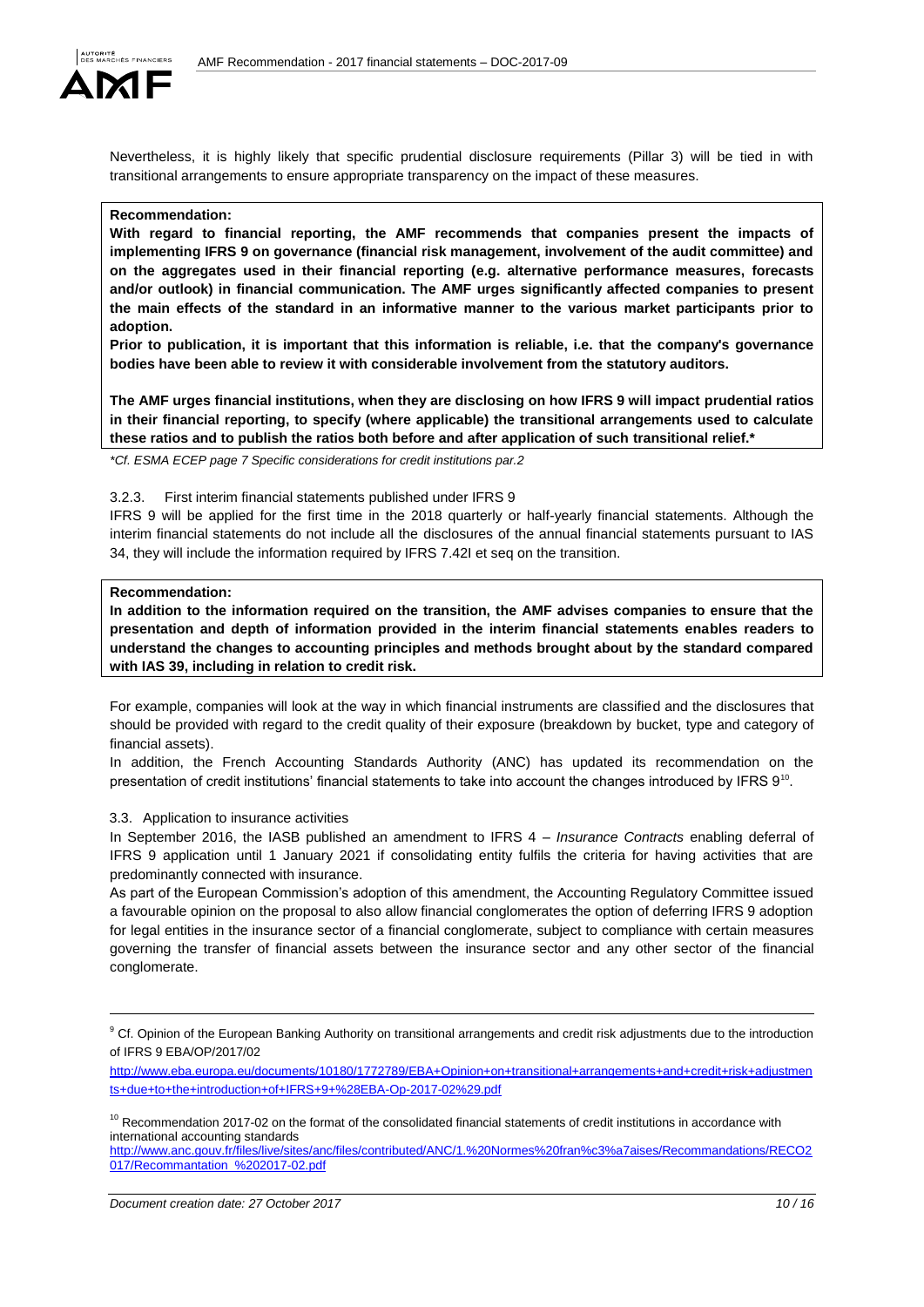Nevertheless, it is highly likely that specific prudential disclosure requirements (Pillar 3) will be tied in with transitional arrangements to ensure appropriate transparency on the impact of these measures.

**Recommendation:**

**With regard to financial reporting, the AMF recommends that companies present the impacts of implementing IFRS 9 on governance (financial risk management, involvement of the audit committee) and on the aggregates used in their financial reporting (e.g. alternative performance measures, forecasts and/or outlook) in financial communication. The AMF urges significantly affected companies to present the main effects of the standard in an informative manner to the various market participants prior to adoption.**

**Prior to publication, it is important that this information is reliable, i.e. that the company's governance bodies have been able to review it with considerable involvement from the statutory auditors.**

**The AMF urges financial institutions, when they are disclosing on how IFRS 9 will impact prudential ratios in their financial reporting, to specify (where applicable) the transitional arrangements used to calculate these ratios and to publish the ratios both before and after application of such transitional relief.***

*\*Cf. ESMA ECEP page 7 Specific considerations for credit institutions par.2*

### 3.2.3. First interim financial statements published under IFRS 9

IFRS 9 will be applied for the first time in the 2018 quarterly or half-yearly financial statements. Although the interim financial statements do not include all the disclosures of the annual financial statements pursuant to IAS 34, they will include the information required by IFRS 7.42I et seq on the transition.

**Recommendation:**

**In addition to the information required on the transition, the AMF advises companies to ensure that the presentation and depth of information provided in the interim financial statements enables readers to understand the changes to accounting principles and methods brought about by the standard compared with IAS 39, including in relation to credit risk.**

For example, companies will look at the way in which financial instruments are classified and the disclosures that should be provided with regard to the credit quality of their exposure (breakdown by bucket, type and category of financial assets).

In addition, the French Accounting Standards Authority (ANC) has updated its recommendation on the presentation of credit institutions' financial statements to take into account the changes introduced by IFRS 9[10].

## 3.3. Application to insurance activities

In September 2016, the IASB published an amendment to IFRS 4 – *Insurance Contracts* enabling deferral of IFRS 9 application until 1 January 2021 if consolidating entity fulfils the criteria for having activities that are predominantly connected with insurance.

As part of the European Commission's adoption of this amendment, the Accounting Regulatory Committee issued a favourable opinion on the proposal to also allow financial conglomerates the option of deferring IFRS 9 adoption for legal entities in the insurance sector of a financial conglomerate, subject to compliance with certain measures governing the transfer of financial assets between the insurance sector and any other sector of the financial conglomerate.

---

[9] Cf. Opinion of the European Banking Authority on transitional arrangements and credit risk adjustments due to the introduction of IFRS 9 EBA/OP/2017/02
http://www.eba.europa.eu/documents/10180/1772789/EBA+Opinion+on+transitional+arrangements+and+credit+risk+adjustments+due+to+the+introduction+of+IFRS+9+%28EBA-Op-2017-02%29.pdf

[10] Recommendation 2017-02 on the format of the consolidated financial statements of credit institutions in accordance with international accounting standards
http://www.anc.gouv.fr/files/live/sites/anc/files/contributed/ANC/1.%20Normes%20fran%c3%a7aises/Recommandations/RECO2017/Recommantation_%202017-02.pdf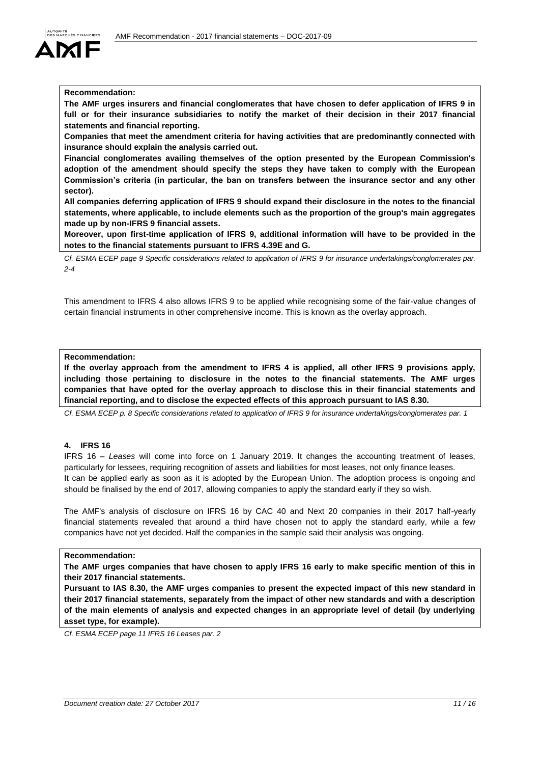**Recommendation:**

**The AMF urges insurers and financial conglomerates that have chosen to defer application of IFRS 9 in full or for their insurance subsidiaries to notify the market of their decision in their 2017 financial statements and financial reporting.**

**Companies that meet the amendment criteria for having activities that are predominantly connected with insurance should explain the analysis carried out.**

**Financial conglomerates availing themselves of the option presented by the European Commission's adoption of the amendment should specify the steps they have taken to comply with the European Commission's criteria (in particular, the ban on transfers between the insurance sector and any other sector).**

**All companies deferring application of IFRS 9 should expand their disclosure in the notes to the financial statements, where applicable, to include elements such as the proportion of the group's main aggregates made up by non-IFRS 9 financial assets.**

**Moreover, upon first-time application of IFRS 9, additional information will have to be provided in the notes to the financial statements pursuant to IFRS 4.39E and G.**

*Cf. ESMA ECEP page 9 Specific considerations related to application of IFRS 9 for insurance undertakings/conglomerates par. 2-4*

This amendment to IFRS 4 also allows IFRS 9 to be applied while recognising some of the fair-value changes of certain financial instruments in other comprehensive income. This is known as the overlay approach.

**Recommendation:**

**If the overlay approach from the amendment to IFRS 4 is applied, all other IFRS 9 provisions apply, including those pertaining to disclosure in the notes to the financial statements. The AMF urges companies that have opted for the overlay approach to disclose this in their financial statements and financial reporting, and to disclose the expected effects of this approach pursuant to IAS 8.30.**

*Cf. ESMA ECEP p. 8 Specific considerations related to application of IFRS 9 for insurance undertakings/conglomerates par. 1*

### 4. IFRS 16

IFRS 16 – *Leases* will come into force on 1 January 2019. It changes the accounting treatment of leases, particularly for lessees, requiring recognition of assets and liabilities for most leases, not only finance leases.
It can be applied early as soon as it is adopted by the European Union. The adoption process is ongoing and should be finalised by the end of 2017, allowing companies to apply the standard early if they so wish.

The AMF's analysis of disclosure on IFRS 16 by CAC 40 and Next 20 companies in their 2017 half-yearly financial statements revealed that around a third have chosen not to apply the standard early, while a few companies have not yet decided. Half the companies in the sample said their analysis was ongoing.

**Recommendation:**

**The AMF urges companies that have chosen to apply IFRS 16 early to make specific mention of this in their 2017 financial statements.**

**Pursuant to IAS 8.30, the AMF urges companies to present the expected impact of this new standard in their 2017 financial statements, separately from the impact of other new standards and with a description of the main elements of analysis and expected changes in an appropriate level of detail (by underlying asset type, for example).**

*Cf. ESMA ECEP page 11 IFRS 16 Leases par. 2*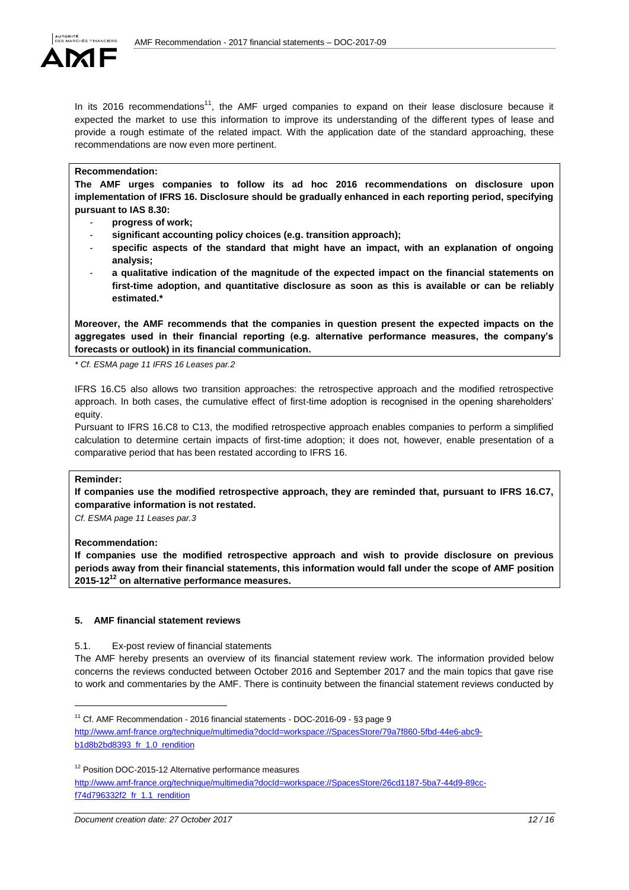In its 2016 recommendations[11], the AMF urged companies to expand on their lease disclosure because it expected the market to use this information to improve its understanding of the different types of lease and provide a rough estimate of the related impact. With the application date of the standard approaching, these recommendations are now even more pertinent.

**Recommendation:**

**The AMF urges companies to follow its ad hoc 2016 recommendations on disclosure upon implementation of IFRS 16. Disclosure should be gradually enhanced in each reporting period, specifying pursuant to IAS 8.30:**

- **progress of work;**
- **significant accounting policy choices (e.g. transition approach);**
- **specific aspects of the standard that might have an impact, with an explanation of ongoing analysis;**
- **a qualitative indication of the magnitude of the expected impact on the financial statements on first-time adoption, and quantitative disclosure as soon as this is available or can be reliably estimated.***

**Moreover, the AMF recommends that the companies in question present the expected impacts on the aggregates used in their financial reporting (e.g. alternative performance measures, the company's forecasts or outlook) in its financial communication.**

*\* Cf. ESMA page 11 IFRS 16 Leases par.2*

IFRS 16.C5 also allows two transition approaches: the retrospective approach and the modified retrospective approach. In both cases, the cumulative effect of first-time adoption is recognised in the opening shareholders' equity.

Pursuant to IFRS 16.C8 to C13, the modified retrospective approach enables companies to perform a simplified calculation to determine certain impacts of first-time adoption; it does not, however, enable presentation of a comparative period that has been restated according to IFRS 16.

**Reminder:**

**If companies use the modified retrospective approach, they are reminded that, pursuant to IFRS 16.C7, comparative information is not restated.**

*Cf. ESMA page 11 Leases par.3*

**Recommendation:**

**If companies use the modified retrospective approach and wish to provide disclosure on previous periods away from their financial statements, this information would fall under the scope of AMF position 2015-12[12] on alternative performance measures.**

## 5. AMF financial statement reviews

### 5.1. Ex-post review of financial statements

The AMF hereby presents an overview of its financial statement review work. The information provided below concerns the reviews conducted between October 2016 and September 2017 and the main topics that gave rise to work and commentaries by the AMF. There is continuity between the financial statement reviews conducted by

---

[11] Cf. AMF Recommendation - 2016 financial statements - DOC-2016-09 - §3 page 9
http://www.amf-france.org/technique/multimedia?docId=workspace://SpacesStore/79a7f860-5fbd-44e6-abc9-b1d8b2bd8393_fr_1.0_rendition

[12] Position DOC-2015-12 Alternative performance measures
http://www.amf-france.org/technique/multimedia?docId=workspace://SpacesStore/26cd1187-5ba7-44d9-89cc-f74d796332f2_fr_1.1_rendition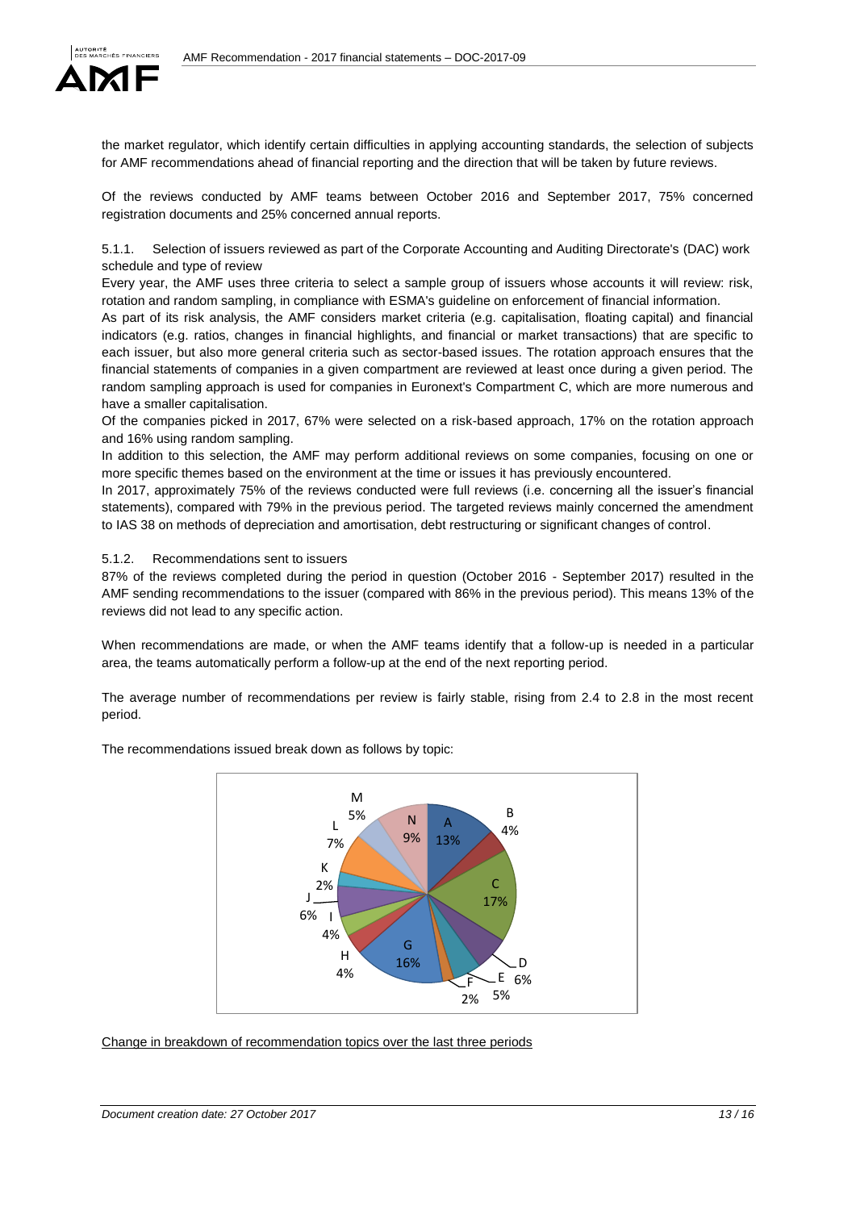the market regulator, which identify certain difficulties in applying accounting standards, the selection of subjects for AMF recommendations ahead of financial reporting and the direction that will be taken by future reviews.

Of the reviews conducted by AMF teams between October 2016 and September 2017, 75% concerned registration documents and 25% concerned annual reports.

5.1.1. Selection of issuers reviewed as part of the Corporate Accounting and Auditing Directorate's (DAC) work schedule and type of review

Every year, the AMF uses three criteria to select a sample group of issuers whose accounts it will review: risk, rotation and random sampling, in compliance with ESMA's guideline on enforcement of financial information.

As part of its risk analysis, the AMF considers market criteria (e.g. capitalisation, floating capital) and financial indicators (e.g. ratios, changes in financial highlights, and financial or market transactions) that are specific to each issuer, but also more general criteria such as sector-based issues. The rotation approach ensures that the financial statements of companies in a given compartment are reviewed at least once during a given period. The random sampling approach is used for companies in Euronext's Compartment C, which are more numerous and have a smaller capitalisation.

Of the companies picked in 2017, 67% were selected on a risk-based approach, 17% on the rotation approach and 16% using random sampling.

In addition to this selection, the AMF may perform additional reviews on some companies, focusing on one or more specific themes based on the environment at the time or issues it has previously encountered.

In 2017, approximately 75% of the reviews conducted were full reviews (i.e. concerning all the issuer's financial statements), compared with 79% in the previous period. The targeted reviews mainly concerned the amendment to IAS 38 on methods of depreciation and amortisation, debt restructuring or significant changes of control.

5.1.2. Recommendations sent to issuers

87% of the reviews completed during the period in question (October 2016 - September 2017) resulted in the AMF sending recommendations to the issuer (compared with 86% in the previous period). This means 13% of the reviews did not lead to any specific action.

When recommendations are made, or when the AMF teams identify that a follow-up is needed in a particular area, the teams automatically perform a follow-up at the end of the next reporting period.

The average number of recommendations per review is fairly stable, rising from 2.4 to 2.8 in the most recent period.

The recommendations issued break down as follows by topic:

A 13%
B 4%
C 17%
D 6%
E 5%
F 2%
G 16%
H 4%
I 4%
J 6%
K 2%
L 7%
M 5%
N 9%

Change in breakdown of recommendation topics over the last three periods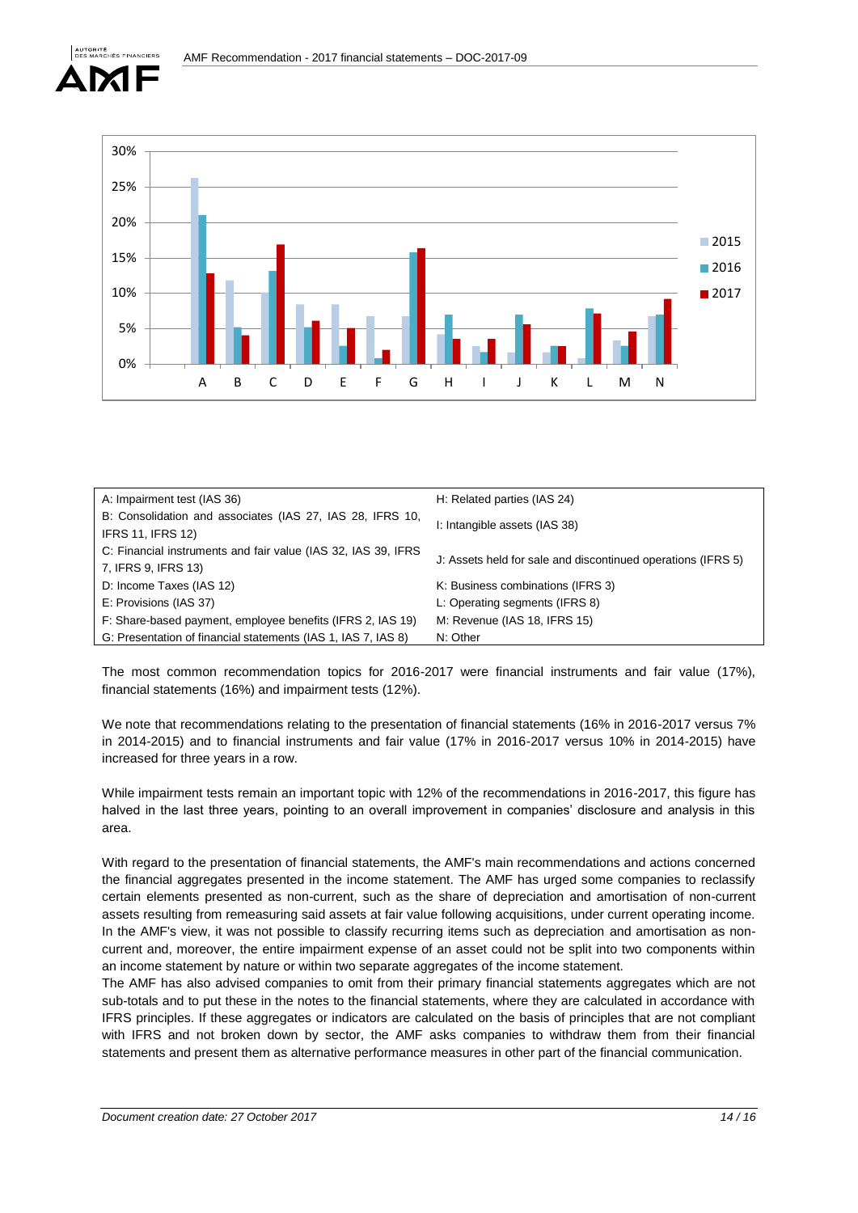30%
25%
20%
15%
10%
5%
0%

A B C D E F G H I J K L M N

2015
2016
2017

| | |
|---|---|
| A: Impairment test (IAS 36) | H: Related parties (IAS 24) |
| B: Consolidation and associates (IAS 27, IAS 28, IFRS 10, IFRS 11, IFRS 12) | I: Intangible assets (IAS 38) |
| C: Financial instruments and fair value (IAS 32, IAS 39, IFRS 7, IFRS 9, IFRS 13) | J: Assets held for sale and discontinued operations (IFRS 5) |
| D: Income Taxes (IAS 12) | K: Business combinations (IFRS 3) |
| E: Provisions (IAS 37) | L: Operating segments (IFRS 8) |
| F: Share-based payment, employee benefits (IFRS 2, IAS 19) | M: Revenue (IAS 18, IFRS 15) |
| G: Presentation of financial statements (IAS 1, IAS 7, IAS 8) | N: Other |

The most common recommendation topics for 2016-2017 were financial instruments and fair value (17%), financial statements (16%) and impairment tests (12%).

We note that recommendations relating to the presentation of financial statements (16% in 2016-2017 versus 7% in 2014-2015) and to financial instruments and fair value (17% in 2016-2017 versus 10% in 2014-2015) have increased for three years in a row.

While impairment tests remain an important topic with 12% of the recommendations in 2016-2017, this figure has halved in the last three years, pointing to an overall improvement in companies' disclosure and analysis in this area.

With regard to the presentation of financial statements, the AMF's main recommendations and actions concerned the financial aggregates presented in the income statement. The AMF has urged some companies to reclassify certain elements presented as non-current, such as the share of depreciation and amortisation of non-current assets resulting from remeasuring said assets at fair value following acquisitions, under current operating income. In the AMF's view, it was not possible to classify recurring items such as depreciation and amortisation as non-current and, moreover, the entire impairment expense of an asset could not be split into two components within an income statement by nature or within two separate aggregates of the income statement.

The AMF has also advised companies to omit from their primary financial statements aggregates which are not sub-totals and to put these in the notes to the financial statements, where they are calculated in accordance with IFRS principles. If these aggregates or indicators are calculated on the basis of principles that are not compliant with IFRS and not broken down by sector, the AMF asks companies to withdraw them from their financial statements and present them as alternative performance measures in other part of the financial communication.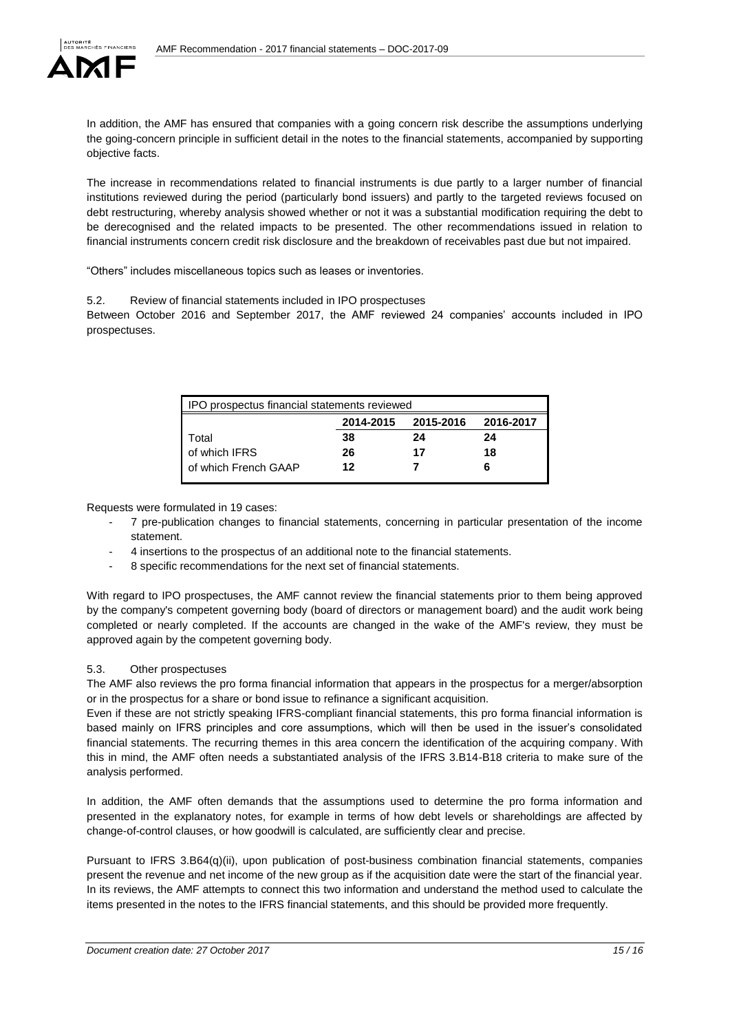In addition, the AMF has ensured that companies with a going concern risk describe the assumptions underlying the going-concern principle in sufficient detail in the notes to the financial statements, accompanied by supporting objective facts.

The increase in recommendations related to financial instruments is due partly to a larger number of financial institutions reviewed during the period (particularly bond issuers) and partly to the targeted reviews focused on debt restructuring, whereby analysis showed whether or not it was a substantial modification requiring the debt to be derecognised and the related impacts to be presented. The other recommendations issued in relation to financial instruments concern credit risk disclosure and the breakdown of receivables past due but not impaired.

"Others" includes miscellaneous topics such as leases or inventories.

### 5.2. Review of financial statements included in IPO prospectuses

Between October 2016 and September 2017, the AMF reviewed 24 companies' accounts included in IPO prospectuses.

| IPO prospectus financial statements reviewed | | | |
|---|---|---|---|
| | **2014-2015** | **2015-2016** | **2016-2017** |
| Total | **38** | **24** | **24** |
| of which IFRS | **26** | **17** | **18** |
| of which French GAAP | **12** | **7** | **6** |

Requests were formulated in 19 cases:

- 7 pre-publication changes to financial statements, concerning in particular presentation of the income statement.
- 4 insertions to the prospectus of an additional note to the financial statements.
- 8 specific recommendations for the next set of financial statements.

With regard to IPO prospectuses, the AMF cannot review the financial statements prior to them being approved by the company's competent governing body (board of directors or management board) and the audit work being completed or nearly completed. If the accounts are changed in the wake of the AMF's review, they must be approved again by the competent governing body.

### 5.3. Other prospectuses

The AMF also reviews the pro forma financial information that appears in the prospectus for a merger/absorption or in the prospectus for a share or bond issue to refinance a significant acquisition.

Even if these are not strictly speaking IFRS-compliant financial statements, this pro forma financial information is based mainly on IFRS principles and core assumptions, which will then be used in the issuer's consolidated financial statements. The recurring themes in this area concern the identification of the acquiring company. With this in mind, the AMF often needs a substantiated analysis of the IFRS 3.B14-B18 criteria to make sure of the analysis performed.

In addition, the AMF often demands that the assumptions used to determine the pro forma information and presented in the explanatory notes, for example in terms of how debt levels or shareholdings are affected by change-of-control clauses, or how goodwill is calculated, are sufficiently clear and precise.

Pursuant to IFRS 3.B64(q)(ii), upon publication of post-business combination financial statements, companies present the revenue and net income of the new group as if the acquisition date were the start of the financial year. In its reviews, the AMF attempts to connect this two information and understand the method used to calculate the items presented in the notes to the IFRS financial statements, and this should be provided more frequently.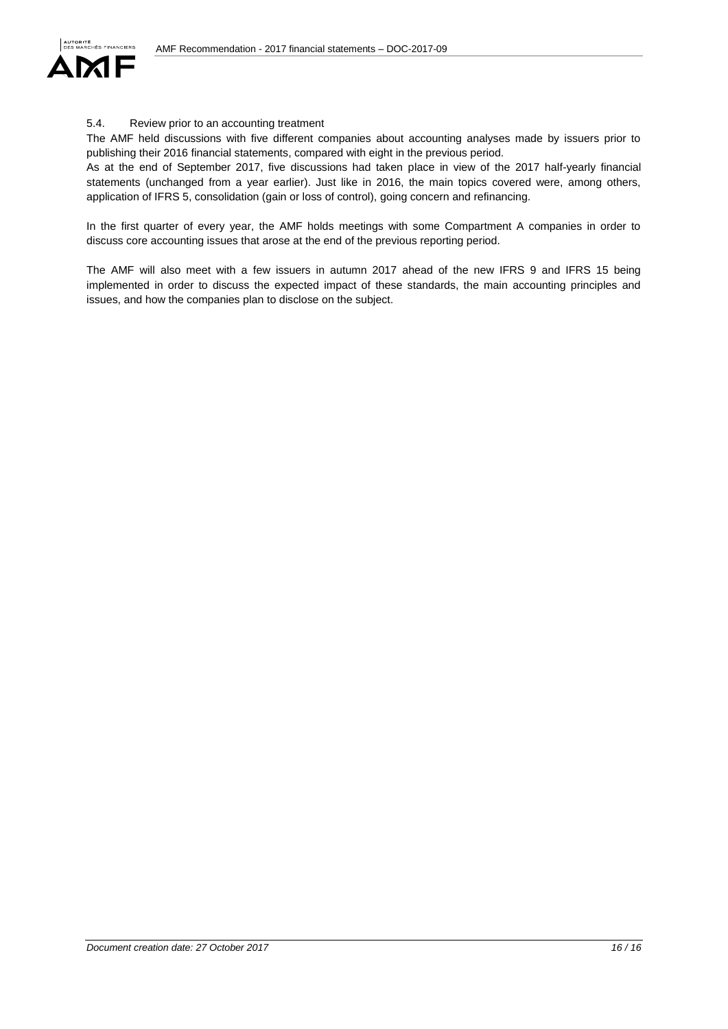### 5.4. Review prior to an accounting treatment

The AMF held discussions with five different companies about accounting analyses made by issuers prior to publishing their 2016 financial statements, compared with eight in the previous period.

As at the end of September 2017, five discussions had taken place in view of the 2017 half-yearly financial statements (unchanged from a year earlier). Just like in 2016, the main topics covered were, among others, application of IFRS 5, consolidation (gain or loss of control), going concern and refinancing.

In the first quarter of every year, the AMF holds meetings with some Compartment A companies in order to discuss core accounting issues that arose at the end of the previous reporting period.

The AMF will also meet with a few issuers in autumn 2017 ahead of the new IFRS 9 and IFRS 15 being implemented in order to discuss the expected impact of these standards, the main accounting principles and issues, and how the companies plan to disclose on the subject.